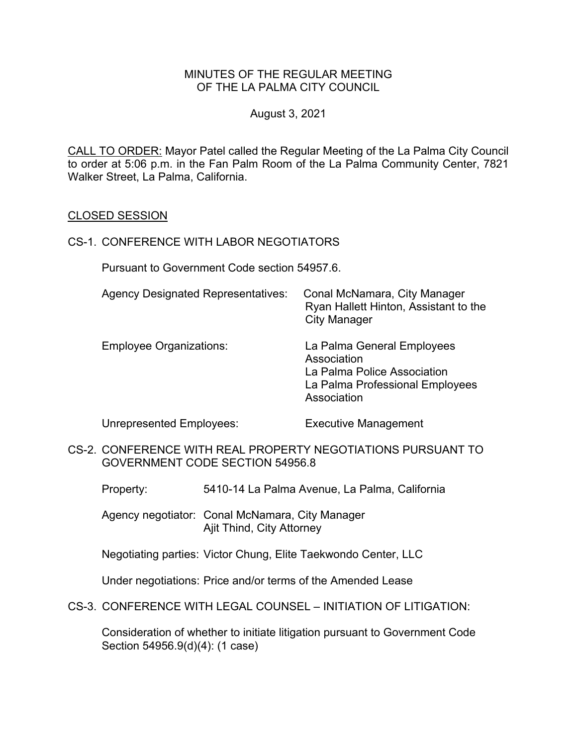# MINUTES OF THE REGULAR MEETING OF THE LA PALMA CITY COUNCIL

August 3, 2021

CALL TO ORDER: Mayor Patel called the Regular Meeting of the La Palma City Council to order at 5:06 p.m. in the Fan Palm Room of the La Palma Community Center, 7821 Walker Street, La Palma, California.

## CLOSED SESSION

CS-1. CONFERENCE WITH LABOR NEGOTIATORS

Pursuant to Government Code section 54957.6.

| | |
|---|---|
| Agency Designated Representatives: | Conal McNamara, City Manager<br>Ryan Hallett Hinton, Assistant to the City Manager |
| Employee Organizations: | La Palma General Employees Association<br>La Palma Police Association<br>La Palma Professional Employees Association |
| Unrepresented Employees: | Executive Management |

CS-2. CONFERENCE WITH REAL PROPERTY NEGOTIATIONS PURSUANT TO GOVERNMENT CODE SECTION 54956.8

Property: 5410-14 La Palma Avenue, La Palma, California

Agency negotiator: Conal McNamara, City Manager
Ajit Thind, City Attorney

Negotiating parties: Victor Chung, Elite Taekwondo Center, LLC

Under negotiations: Price and/or terms of the Amended Lease

CS-3. CONFERENCE WITH LEGAL COUNSEL – INITIATION OF LITIGATION:

Consideration of whether to initiate litigation pursuant to Government Code Section 54956.9(d)(4): (1 case)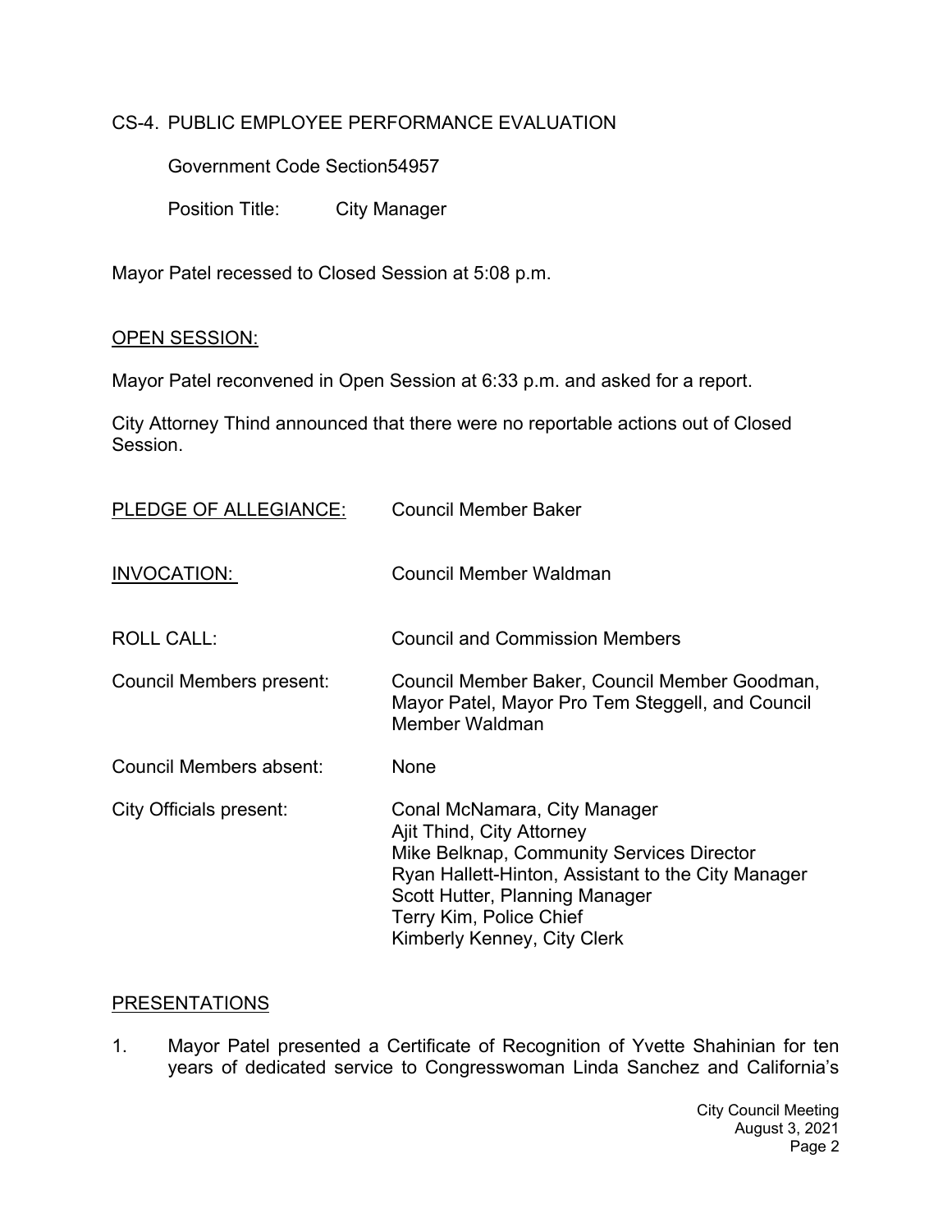CS-4. PUBLIC EMPLOYEE PERFORMANCE EVALUATION

Government Code Section54957

Position Title: City Manager

Mayor Patel recessed to Closed Session at 5:08 p.m.

OPEN SESSION:

Mayor Patel reconvened in Open Session at 6:33 p.m. and asked for a report.

City Attorney Thind announced that there were no reportable actions out of Closed Session.

PLEDGE OF ALLEGIANCE: Council Member Baker

INVOCATION: Council Member Waldman

ROLL CALL: Council and Commission Members

Council Members present: Council Member Baker, Council Member Goodman, Mayor Patel, Mayor Pro Tem Steggell, and Council Member Waldman

Council Members absent: None

City Officials present: Conal McNamara, City Manager
Ajit Thind, City Attorney
Mike Belknap, Community Services Director
Ryan Hallett-Hinton, Assistant to the City Manager
Scott Hutter, Planning Manager
Terry Kim, Police Chief
Kimberly Kenney, City Clerk

PRESENTATIONS

1. Mayor Patel presented a Certificate of Recognition of Yvette Shahinian for ten years of dedicated service to Congresswoman Linda Sanchez and California's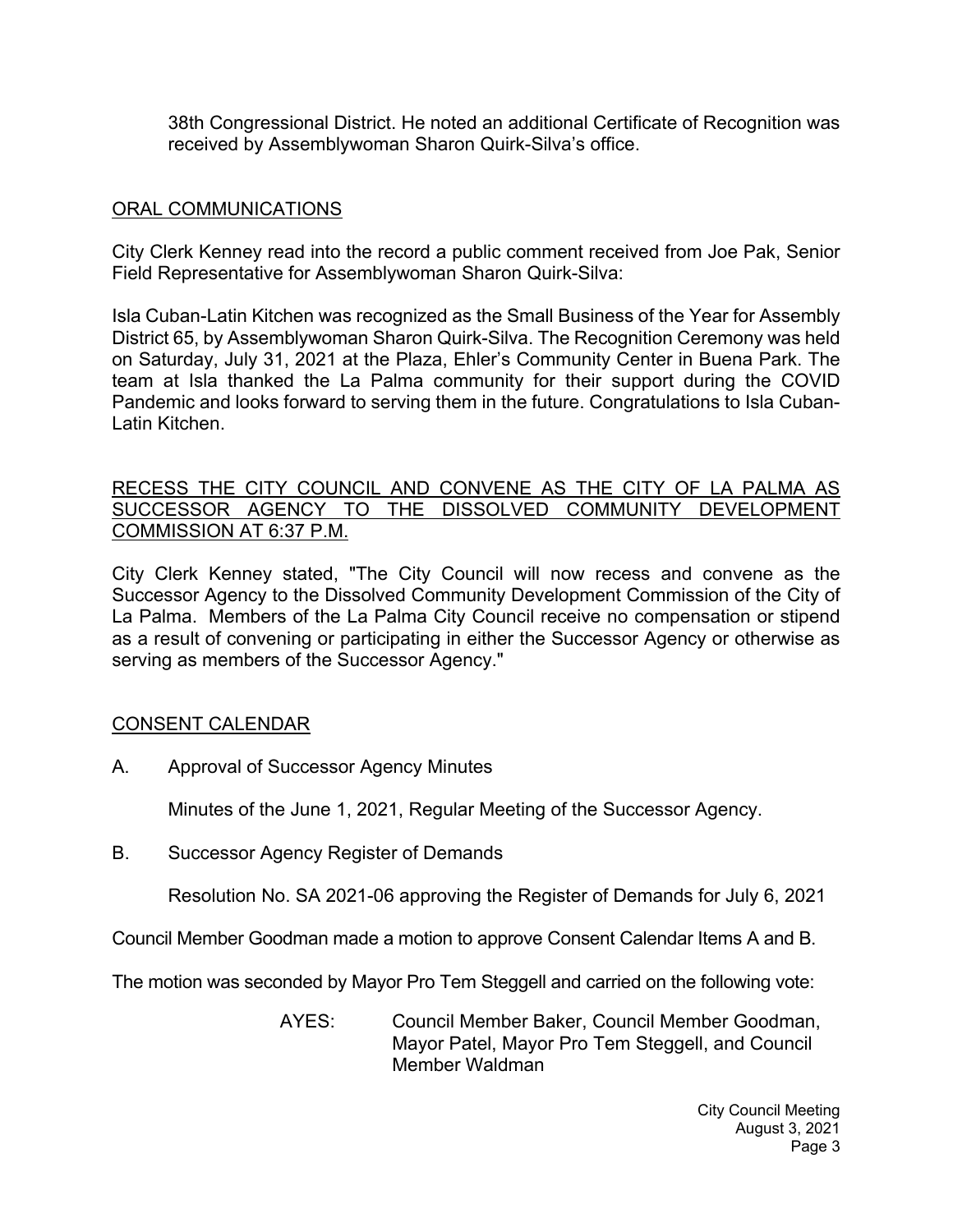38th Congressional District. He noted an additional Certificate of Recognition was received by Assemblywoman Sharon Quirk-Silva's office.

## ORAL COMMUNICATIONS

City Clerk Kenney read into the record a public comment received from Joe Pak, Senior Field Representative for Assemblywoman Sharon Quirk-Silva:

Isla Cuban-Latin Kitchen was recognized as the Small Business of the Year for Assembly District 65, by Assemblywoman Sharon Quirk-Silva. The Recognition Ceremony was held on Saturday, July 31, 2021 at the Plaza, Ehler's Community Center in Buena Park. The team at Isla thanked the La Palma community for their support during the COVID Pandemic and looks forward to serving them in the future. Congratulations to Isla Cuban-Latin Kitchen.

## RECESS THE CITY COUNCIL AND CONVENE AS THE CITY OF LA PALMA AS SUCCESSOR AGENCY TO THE DISSOLVED COMMUNITY DEVELOPMENT COMMISSION AT 6:37 P.M.

City Clerk Kenney stated, "The City Council will now recess and convene as the Successor Agency to the Dissolved Community Development Commission of the City of La Palma. Members of the La Palma City Council receive no compensation or stipend as a result of convening or participating in either the Successor Agency or otherwise as serving as members of the Successor Agency."

## CONSENT CALENDAR

A. Approval of Successor Agency Minutes

Minutes of the June 1, 2021, Regular Meeting of the Successor Agency.

B. Successor Agency Register of Demands

Resolution No. SA 2021-06 approving the Register of Demands for July 6, 2021

Council Member Goodman made a motion to approve Consent Calendar Items A and B.

The motion was seconded by Mayor Pro Tem Steggell and carried on the following vote:

AYES: Council Member Baker, Council Member Goodman, Mayor Patel, Mayor Pro Tem Steggell, and Council Member Waldman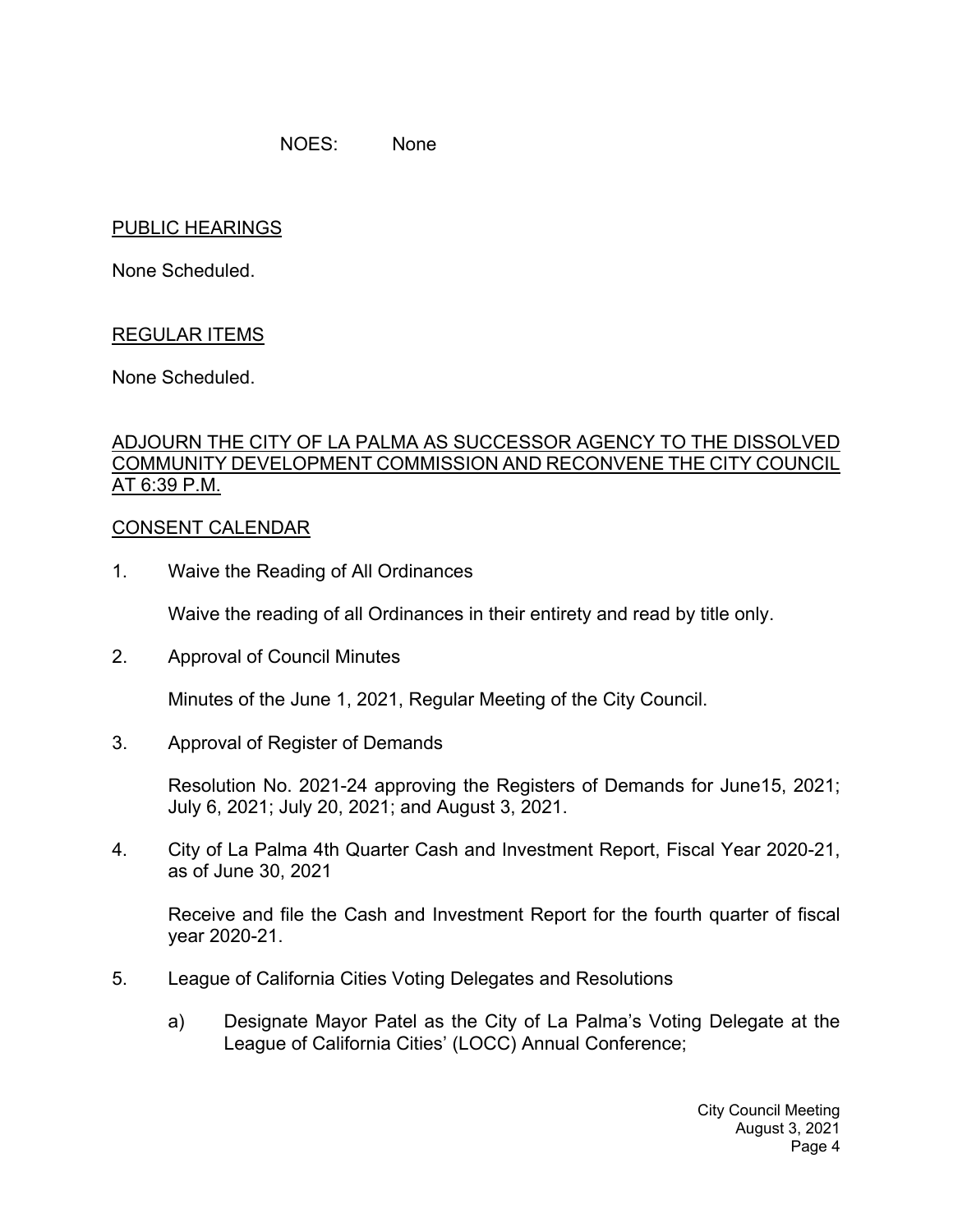NOES: None

PUBLIC HEARINGS

None Scheduled.

REGULAR ITEMS

None Scheduled.

ADJOURN THE CITY OF LA PALMA AS SUCCESSOR AGENCY TO THE DISSOLVED COMMUNITY DEVELOPMENT COMMISSION AND RECONVENE THE CITY COUNCIL AT 6:39 P.M.

CONSENT CALENDAR

1. Waive the Reading of All Ordinances

   Waive the reading of all Ordinances in their entirety and read by title only.

2. Approval of Council Minutes

   Minutes of the June 1, 2021, Regular Meeting of the City Council.

3. Approval of Register of Demands

   Resolution No. 2021-24 approving the Registers of Demands for June15, 2021; July 6, 2021; July 20, 2021; and August 3, 2021.

4. City of La Palma 4th Quarter Cash and Investment Report, Fiscal Year 2020-21, as of June 30, 2021

   Receive and file the Cash and Investment Report for the fourth quarter of fiscal year 2020-21.

5. League of California Cities Voting Delegates and Resolutions

   a) Designate Mayor Patel as the City of La Palma's Voting Delegate at the League of California Cities' (LOCC) Annual Conference;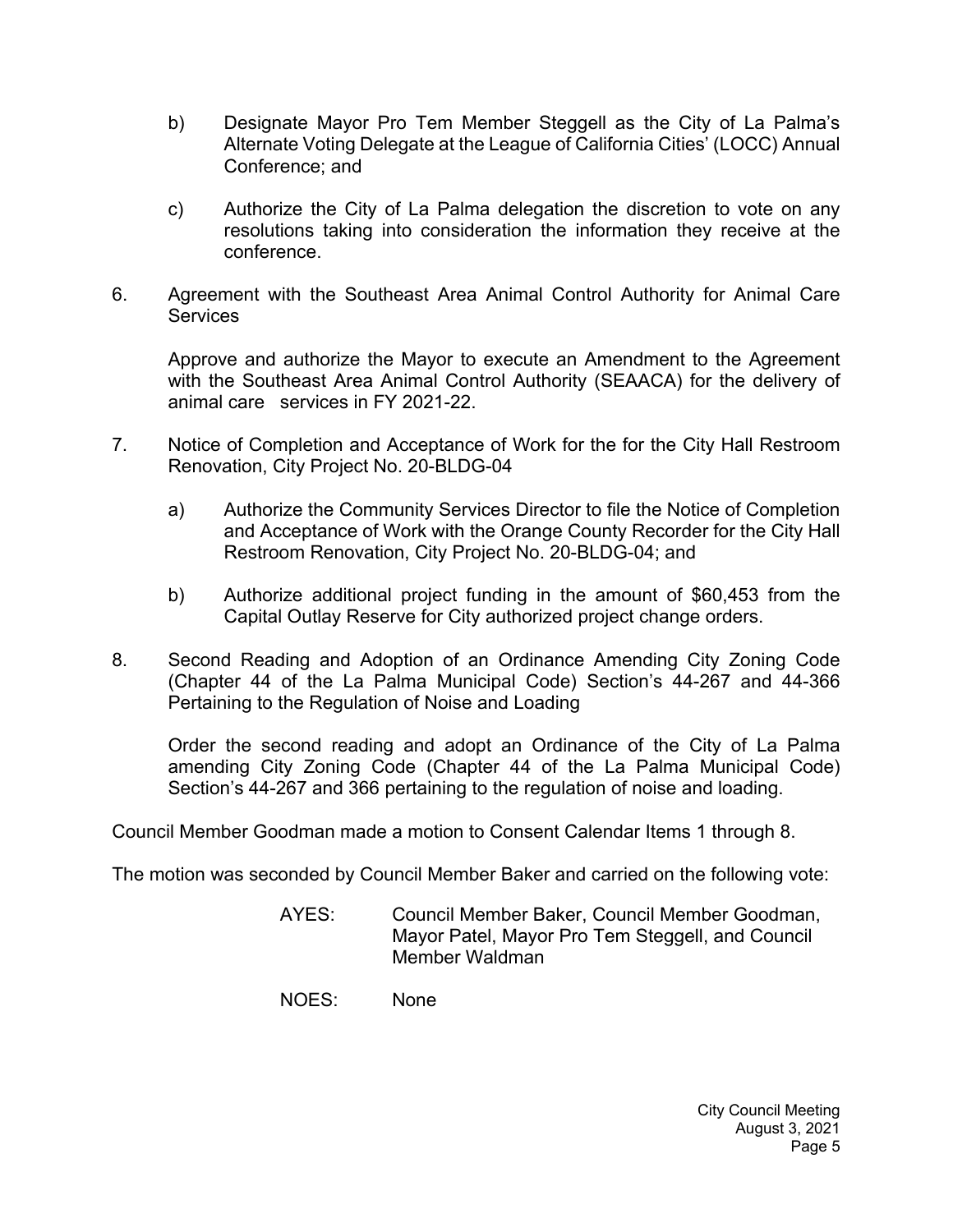b) Designate Mayor Pro Tem Member Steggell as the City of La Palma's Alternate Voting Delegate at the League of California Cities' (LOCC) Annual Conference; and

c) Authorize the City of La Palma delegation the discretion to vote on any resolutions taking into consideration the information they receive at the conference.

6. Agreement with the Southeast Area Animal Control Authority for Animal Care Services

   Approve and authorize the Mayor to execute an Amendment to the Agreement with the Southeast Area Animal Control Authority (SEAACA) for the delivery of animal care services in FY 2021-22.

7. Notice of Completion and Acceptance of Work for the for the City Hall Restroom Renovation, City Project No. 20-BLDG-04

   a) Authorize the Community Services Director to file the Notice of Completion and Acceptance of Work with the Orange County Recorder for the City Hall Restroom Renovation, City Project No. 20-BLDG-04; and

   b) Authorize additional project funding in the amount of $60,453 from the Capital Outlay Reserve for City authorized project change orders.

8. Second Reading and Adoption of an Ordinance Amending City Zoning Code (Chapter 44 of the La Palma Municipal Code) Section's 44-267 and 44-366 Pertaining to the Regulation of Noise and Loading

   Order the second reading and adopt an Ordinance of the City of La Palma amending City Zoning Code (Chapter 44 of the La Palma Municipal Code) Section's 44-267 and 366 pertaining to the regulation of noise and loading.

Council Member Goodman made a motion to Consent Calendar Items 1 through 8.

The motion was seconded by Council Member Baker and carried on the following vote:

AYES: Council Member Baker, Council Member Goodman, Mayor Patel, Mayor Pro Tem Steggell, and Council Member Waldman

NOES: None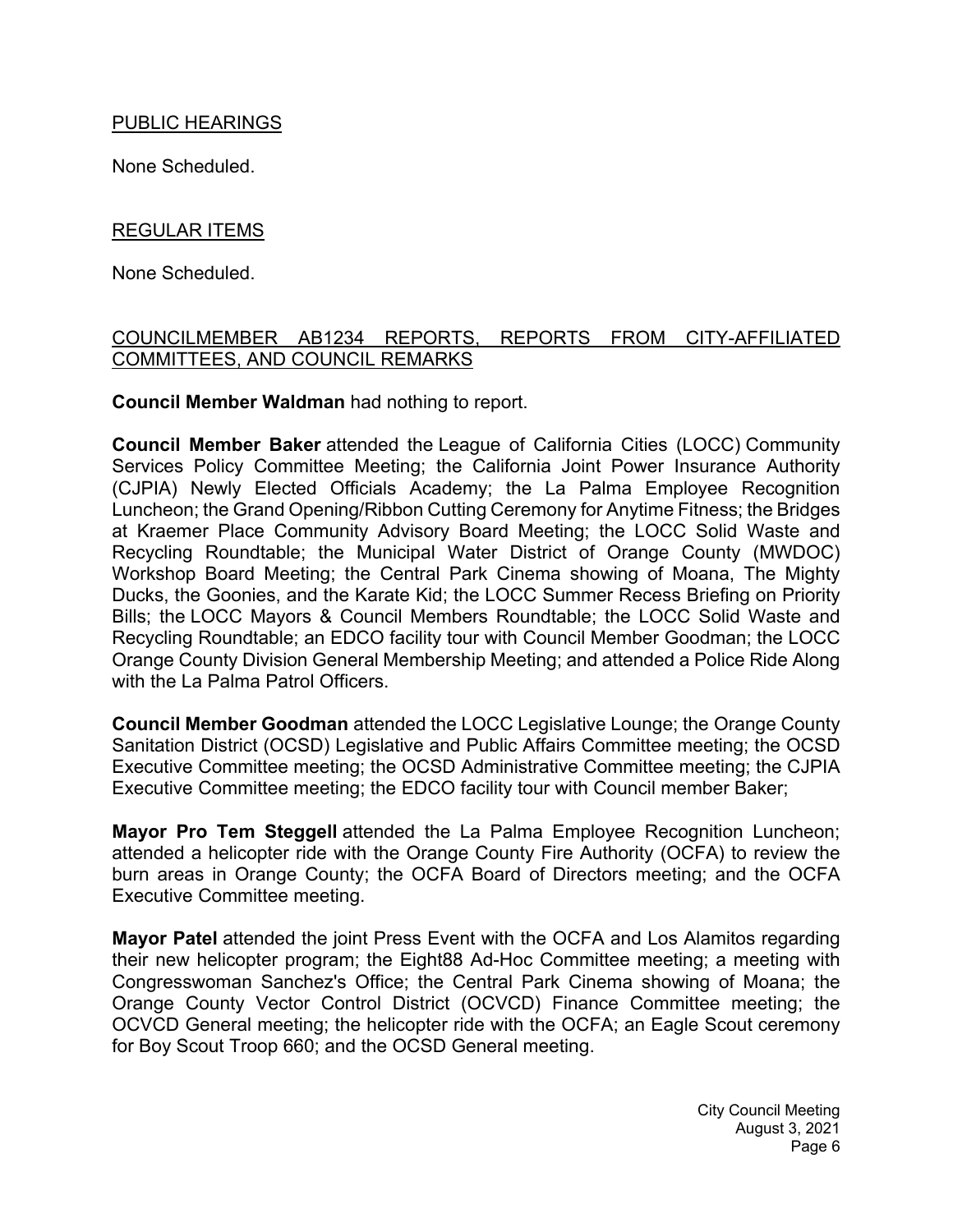## PUBLIC HEARINGS

None Scheduled.

## REGULAR ITEMS

None Scheduled.

## COUNCILMEMBER AB1234 REPORTS, REPORTS FROM CITY-AFFILIATED COMMITTEES, AND COUNCIL REMARKS

**Council Member Waldman** had nothing to report.

**Council Member Baker** attended the League of California Cities (LOCC) Community Services Policy Committee Meeting; the California Joint Power Insurance Authority (CJPIA) Newly Elected Officials Academy; the La Palma Employee Recognition Luncheon; the Grand Opening/Ribbon Cutting Ceremony for Anytime Fitness; the Bridges at Kraemer Place Community Advisory Board Meeting; the LOCC Solid Waste and Recycling Roundtable; the Municipal Water District of Orange County (MWDOC) Workshop Board Meeting; the Central Park Cinema showing of Moana, The Mighty Ducks, the Goonies, and the Karate Kid; the LOCC Summer Recess Briefing on Priority Bills; the LOCC Mayors & Council Members Roundtable; the LOCC Solid Waste and Recycling Roundtable; an EDCO facility tour with Council Member Goodman; the LOCC Orange County Division General Membership Meeting; and attended a Police Ride Along with the La Palma Patrol Officers.

**Council Member Goodman** attended the LOCC Legislative Lounge; the Orange County Sanitation District (OCSD) Legislative and Public Affairs Committee meeting; the OCSD Executive Committee meeting; the OCSD Administrative Committee meeting; the CJPIA Executive Committee meeting; the EDCO facility tour with Council member Baker;

**Mayor Pro Tem Steggell** attended the La Palma Employee Recognition Luncheon; attended a helicopter ride with the Orange County Fire Authority (OCFA) to review the burn areas in Orange County; the OCFA Board of Directors meeting; and the OCFA Executive Committee meeting.

**Mayor Patel** attended the joint Press Event with the OCFA and Los Alamitos regarding their new helicopter program; the Eight88 Ad-Hoc Committee meeting; a meeting with Congresswoman Sanchez's Office; the Central Park Cinema showing of Moana; the Orange County Vector Control District (OCVCD) Finance Committee meeting; the OCVCD General meeting; the helicopter ride with the OCFA; an Eagle Scout ceremony for Boy Scout Troop 660; and the OCSD General meeting.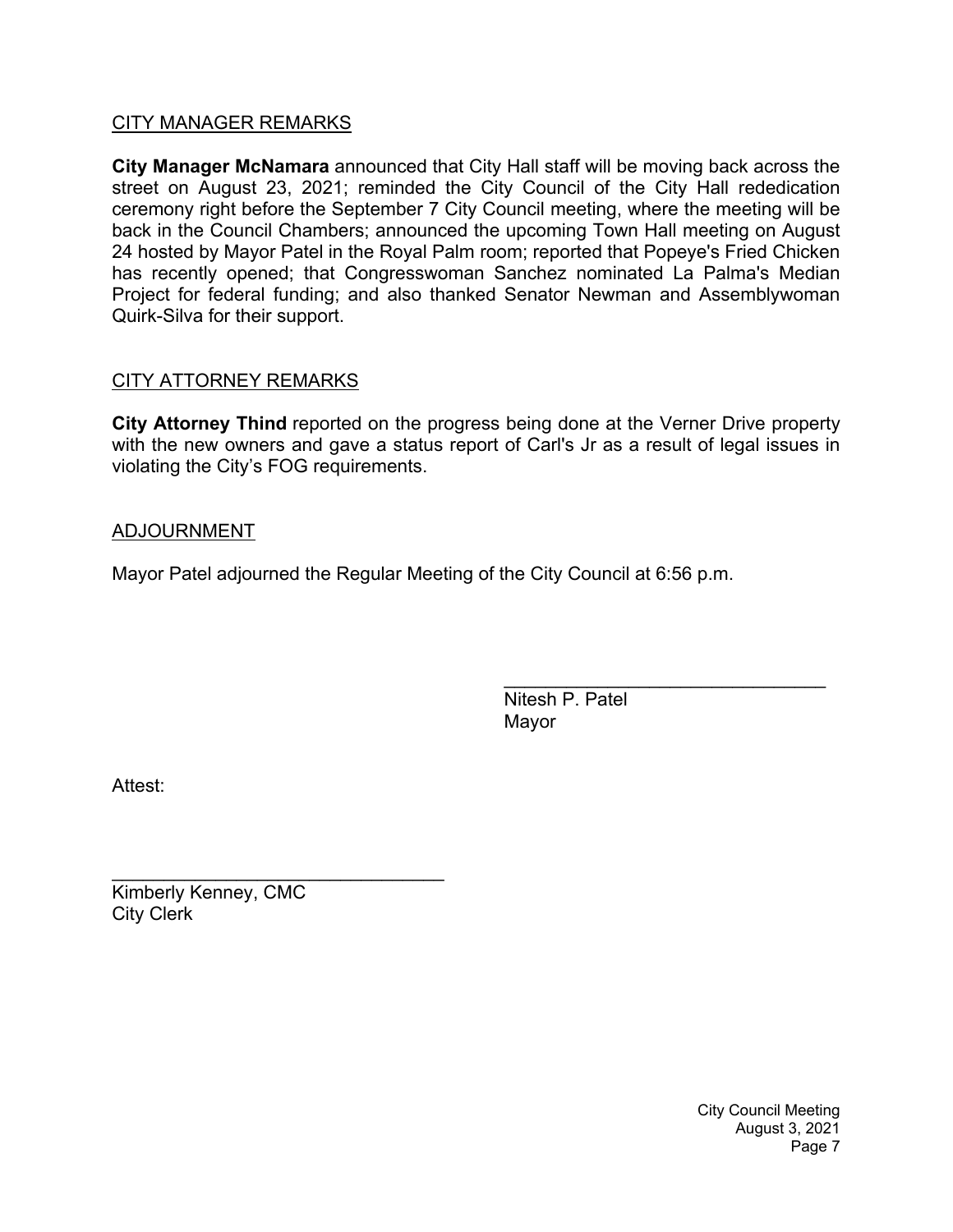CITY MANAGER REMARKS

**City Manager McNamara** announced that City Hall staff will be moving back across the street on August 23, 2021; reminded the City Council of the City Hall rededication ceremony right before the September 7 City Council meeting, where the meeting will be back in the Council Chambers; announced the upcoming Town Hall meeting on August 24 hosted by Mayor Patel in the Royal Palm room; reported that Popeye's Fried Chicken has recently opened; that Congresswoman Sanchez nominated La Palma's Median Project for federal funding; and also thanked Senator Newman and Assemblywoman Quirk-Silva for their support.

CITY ATTORNEY REMARKS

**City Attorney Thind** reported on the progress being done at the Verner Drive property with the new owners and gave a status report of Carl's Jr as a result of legal issues in violating the City's FOG requirements.

ADJOURNMENT

Mayor Patel adjourned the Regular Meeting of the City Council at 6:56 p.m.

\_\_\_\_\_\_\_\_\_\_\_\_\_\_\_\_\_\_\_\_\_\_\_\_\_\_\_\_\_\_\_\_
Nitesh P. Patel
Mayor

Attest:

\_\_\_\_\_\_\_\_\_\_\_\_\_\_\_\_\_\_\_\_\_\_\_\_\_\_\_\_\_\_\_\_
Kimberly Kenney, CMC
City Clerk